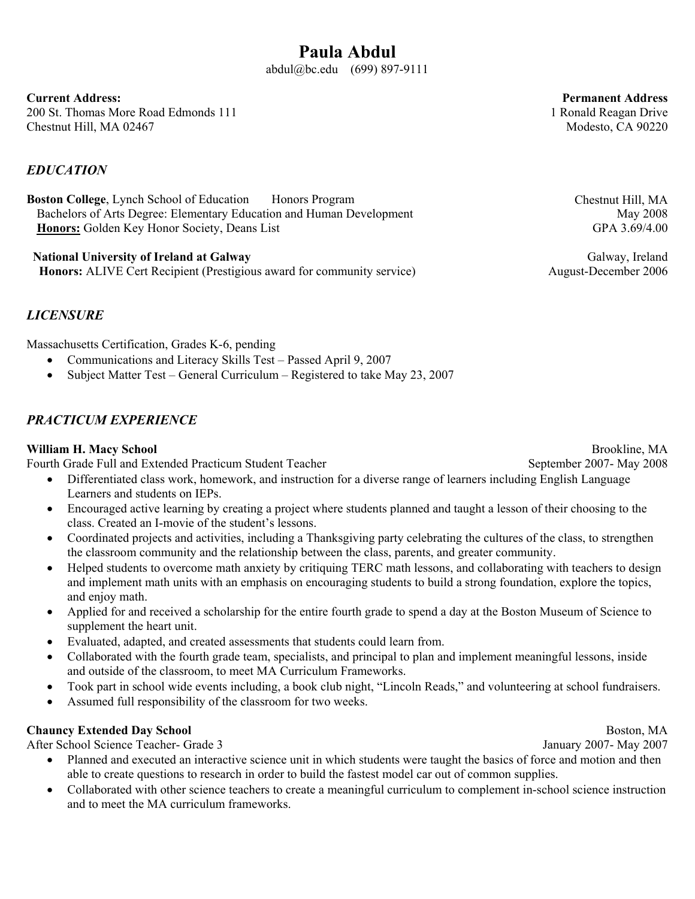# Paula Abdul

abdul@bc.edu (699) 897-9111

**Current Address:**
200 St. Thomas More Road Edmonds 111
Chestnut Hill, MA 02467

**Permanent Address**
1 Ronald Reagan Drive
Modesto, CA 90220

## *EDUCATION*

**Boston College**, Lynch School of Education Honors Program — Chestnut Hill, MA
Bachelors of Arts Degree: Elementary Education and Human Development — May 2008
**Honors:** Golden Key Honor Society, Deans List — GPA 3.69/4.00

**National University of Ireland at Galway** — Galway, Ireland
**Honors:** ALIVE Cert Recipient (Prestigious award for community service) — August-December 2006

## *LICENSURE*

Massachusetts Certification, Grades K-6, pending

- Communications and Literacy Skills Test – Passed April 9, 2007
- Subject Matter Test – General Curriculum – Registered to take May 23, 2007

## *PRACTICUM EXPERIENCE*

**William H. Macy School** — Brookline, MA
Fourth Grade Full and Extended Practicum Student Teacher — September 2007- May 2008

- Differentiated class work, homework, and instruction for a diverse range of learners including English Language Learners and students on IEPs.
- Encouraged active learning by creating a project where students planned and taught a lesson of their choosing to the class. Created an I-movie of the student's lessons.
- Coordinated projects and activities, including a Thanksgiving party celebrating the cultures of the class, to strengthen the classroom community and the relationship between the class, parents, and greater community.
- Helped students to overcome math anxiety by critiquing TERC math lessons, and collaborating with teachers to design and implement math units with an emphasis on encouraging students to build a strong foundation, explore the topics, and enjoy math.
- Applied for and received a scholarship for the entire fourth grade to spend a day at the Boston Museum of Science to supplement the heart unit.
- Evaluated, adapted, and created assessments that students could learn from.
- Collaborated with the fourth grade team, specialists, and principal to plan and implement meaningful lessons, inside and outside of the classroom, to meet MA Curriculum Frameworks.
- Took part in school wide events including, a book club night, "Lincoln Reads," and volunteering at school fundraisers.
- Assumed full responsibility of the classroom for two weeks.

**Chauncy Extended Day School** — Boston, MA
After School Science Teacher- Grade 3 — January 2007- May 2007

- Planned and executed an interactive science unit in which students were taught the basics of force and motion and then able to create questions to research in order to build the fastest model car out of common supplies.
- Collaborated with other science teachers to create a meaningful curriculum to complement in-school science instruction and to meet the MA curriculum frameworks.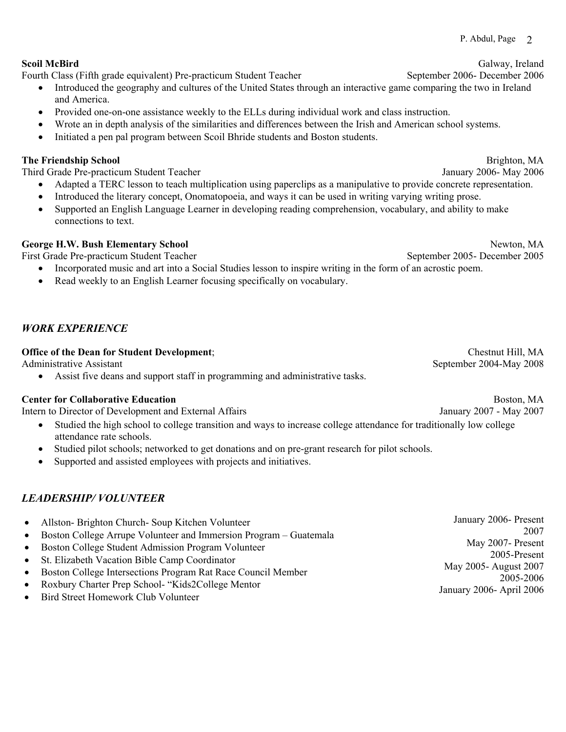**Scoil McBird** Galway, Ireland
Fourth Class (Fifth grade equivalent) Pre-practicum Student Teacher September 2006- December 2006

- Introduced the geography and cultures of the United States through an interactive game comparing the two in Ireland and America.
- Provided one-on-one assistance weekly to the ELLs during individual work and class instruction.
- Wrote an in depth analysis of the similarities and differences between the Irish and American school systems.
- Initiated a pen pal program between Scoil Bhride students and Boston students.

**The Friendship School** Brighton, MA
Third Grade Pre-practicum Student Teacher January 2006- May 2006

- Adapted a TERC lesson to teach multiplication using paperclips as a manipulative to provide concrete representation.
- Introduced the literary concept, Onomatopoeia, and ways it can be used in writing varying writing prose.
- Supported an English Language Learner in developing reading comprehension, vocabulary, and ability to make connections to text.

**George H.W. Bush Elementary School** Newton, MA
First Grade Pre-practicum Student Teacher September 2005- December 2005

- Incorporated music and art into a Social Studies lesson to inspire writing in the form of an acrostic poem.
- Read weekly to an English Learner focusing specifically on vocabulary.

## *WORK EXPERIENCE*

**Office of the Dean for Student Development**; Chestnut Hill, MA
Administrative Assistant September 2004-May 2008

- Assist five deans and support staff in programming and administrative tasks.

**Center for Collaborative Education** Boston, MA
Intern to Director of Development and External Affairs January 2007 - May 2007

- Studied the high school to college transition and ways to increase college attendance for traditionally low college attendance rate schools.
- Studied pilot schools; networked to get donations and on pre-grant research for pilot schools.
- Supported and assisted employees with projects and initiatives.

## *LEADERSHIP/ VOLUNTEER*

- Allston- Brighton Church- Soup Kitchen Volunteer January 2006- Present
- Boston College Arrupe Volunteer and Immersion Program – Guatemala 2007
- Boston College Student Admission Program Volunteer May 2007- Present
- St. Elizabeth Vacation Bible Camp Coordinator 2005-Present
- Boston College Intersections Program Rat Race Council Member May 2005- August 2007
- Roxbury Charter Prep School- "Kids2College Mentor 2005-2006
- Bird Street Homework Club Volunteer January 2006- April 2006